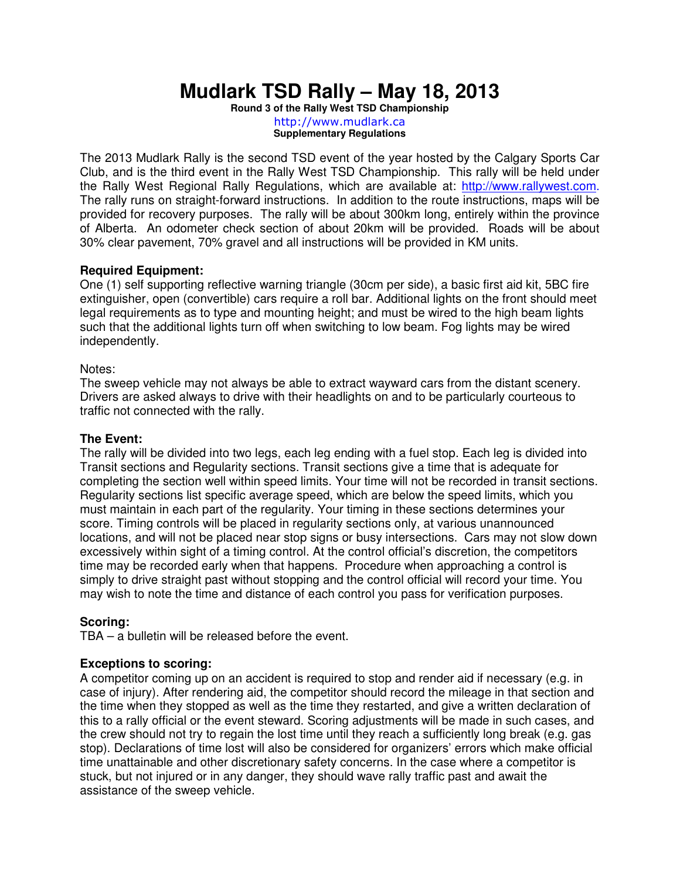# Mudlark TSD Rally – May 18, 2013

**Round 3 of the Rally West TSD Championship**

http://www.mudlark.ca

**Supplementary Regulations**

The 2013 Mudlark Rally is the second TSD event of the year hosted by the Calgary Sports Car Club, and is the third event in the Rally West TSD Championship. This rally will be held under the Rally West Regional Rally Regulations, which are available at: http://www.rallywest.com. The rally runs on straight-forward instructions. In addition to the route instructions, maps will be provided for recovery purposes. The rally will be about 300km long, entirely within the province of Alberta. An odometer check section of about 20km will be provided. Roads will be about 30% clear pavement, 70% gravel and all instructions will be provided in KM units.

### Required Equipment:

One (1) self supporting reflective warning triangle (30cm per side), a basic first aid kit, 5BC fire extinguisher, open (convertible) cars require a roll bar. Additional lights on the front should meet legal requirements as to type and mounting height; and must be wired to the high beam lights such that the additional lights turn off when switching to low beam. Fog lights may be wired independently.

Notes:

The sweep vehicle may not always be able to extract wayward cars from the distant scenery. Drivers are asked always to drive with their headlights on and to be particularly courteous to traffic not connected with the rally.

### The Event:

The rally will be divided into two legs, each leg ending with a fuel stop. Each leg is divided into Transit sections and Regularity sections. Transit sections give a time that is adequate for completing the section well within speed limits. Your time will not be recorded in transit sections. Regularity sections list specific average speed, which are below the speed limits, which you must maintain in each part of the regularity. Your timing in these sections determines your score. Timing controls will be placed in regularity sections only, at various unannounced locations, and will not be placed near stop signs or busy intersections. Cars may not slow down excessively within sight of a timing control. At the control official's discretion, the competitors time may be recorded early when that happens. Procedure when approaching a control is simply to drive straight past without stopping and the control official will record your time. You may wish to note the time and distance of each control you pass for verification purposes.

### Scoring:

TBA – a bulletin will be released before the event.

### Exceptions to scoring:

A competitor coming up on an accident is required to stop and render aid if necessary (e.g. in case of injury). After rendering aid, the competitor should record the mileage in that section and the time when they stopped as well as the time they restarted, and give a written declaration of this to a rally official or the event steward. Scoring adjustments will be made in such cases, and the crew should not try to regain the lost time until they reach a sufficiently long break (e.g. gas stop). Declarations of time lost will also be considered for organizers' errors which make official time unattainable and other discretionary safety concerns. In the case where a competitor is stuck, but not injured or in any danger, they should wave rally traffic past and await the assistance of the sweep vehicle.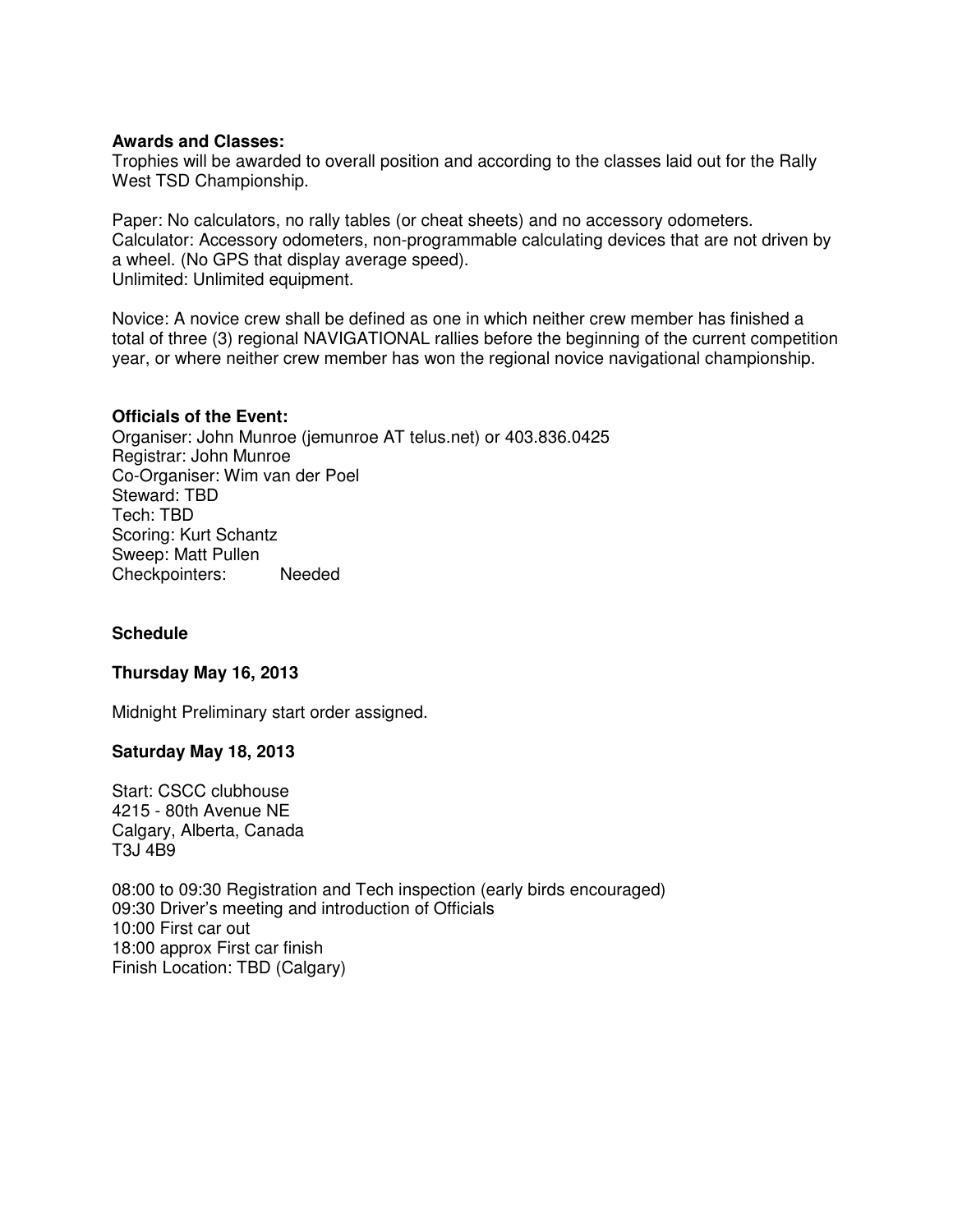**Awards and Classes:**
Trophies will be awarded to overall position and according to the classes laid out for the Rally West TSD Championship.

Paper: No calculators, no rally tables (or cheat sheets) and no accessory odometers.
Calculator: Accessory odometers, non-programmable calculating devices that are not driven by a wheel. (No GPS that display average speed).
Unlimited: Unlimited equipment.

Novice: A novice crew shall be defined as one in which neither crew member has finished a total of three (3) regional NAVIGATIONAL rallies before the beginning of the current competition year, or where neither crew member has won the regional novice navigational championship.

**Officials of the Event:**
Organiser: John Munroe (jemunroe AT telus.net) or 403.836.0425
Registrar: John Munroe
Co-Organiser: Wim van der Poel
Steward: TBD
Tech: TBD
Scoring: Kurt Schantz
Sweep: Matt Pullen
Checkpointers: Needed

**Schedule**

**Thursday May 16, 2013**

Midnight Preliminary start order assigned.

**Saturday May 18, 2013**

Start: CSCC clubhouse
4215 - 80th Avenue NE
Calgary, Alberta, Canada
T3J 4B9

08:00 to 09:30 Registration and Tech inspection (early birds encouraged)
09:30 Driver's meeting and introduction of Officials
10:00 First car out
18:00 approx First car finish
Finish Location: TBD (Calgary)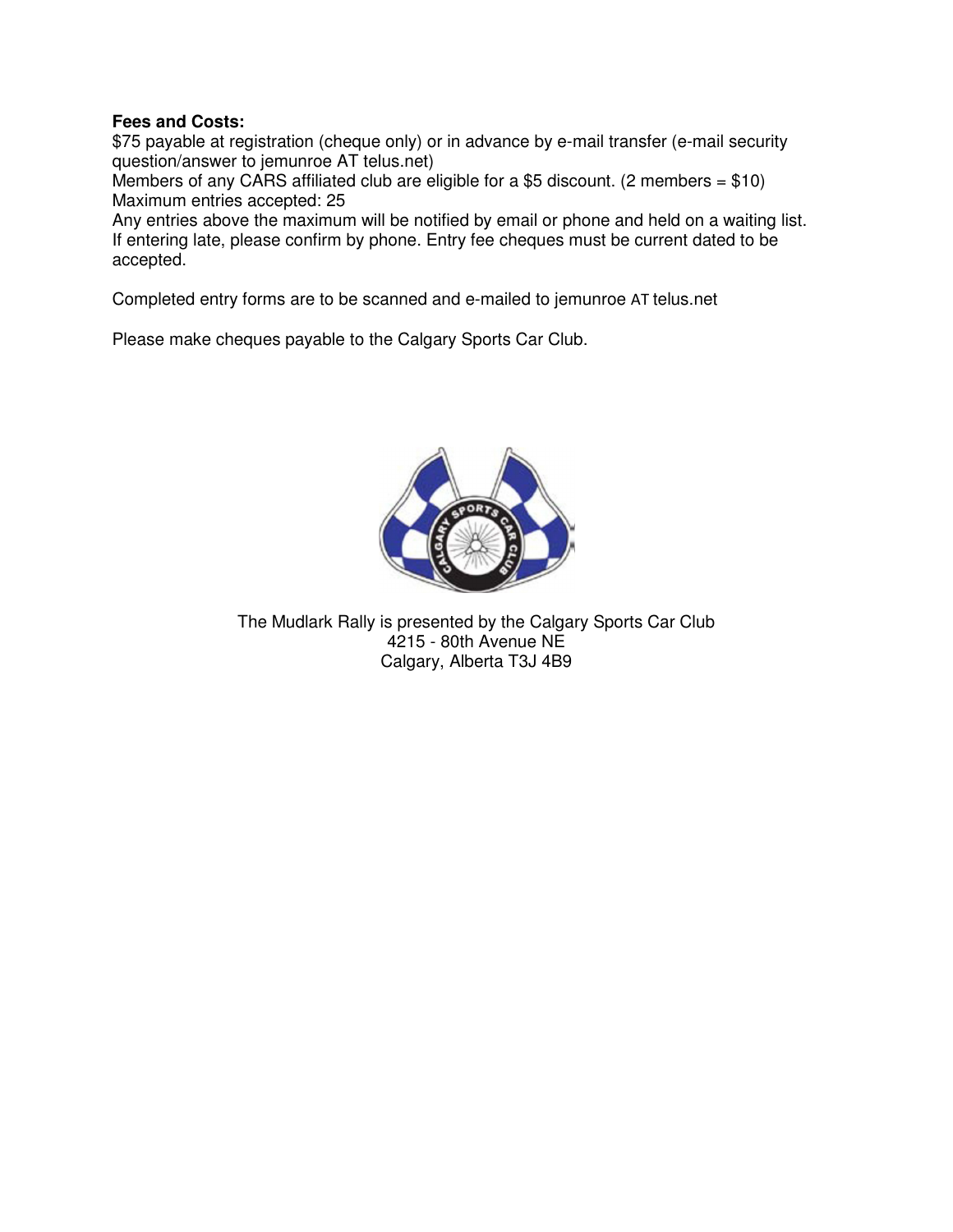**Fees and Costs:**

$75 payable at registration (cheque only) or in advance by e-mail transfer (e-mail security question/answer to jemunroe AT telus.net)
Members of any CARS affiliated club are eligible for a $5 discount. (2 members = $10)
Maximum entries accepted: 25
Any entries above the maximum will be notified by email or phone and held on a waiting list.
If entering late, please confirm by phone. Entry fee cheques must be current dated to be accepted.

Completed entry forms are to be scanned and e-mailed to jemunroe AT telus.net

Please make cheques payable to the Calgary Sports Car Club.

The Mudlark Rally is presented by the Calgary Sports Car Club
4215 - 80th Avenue NE
Calgary, Alberta T3J 4B9